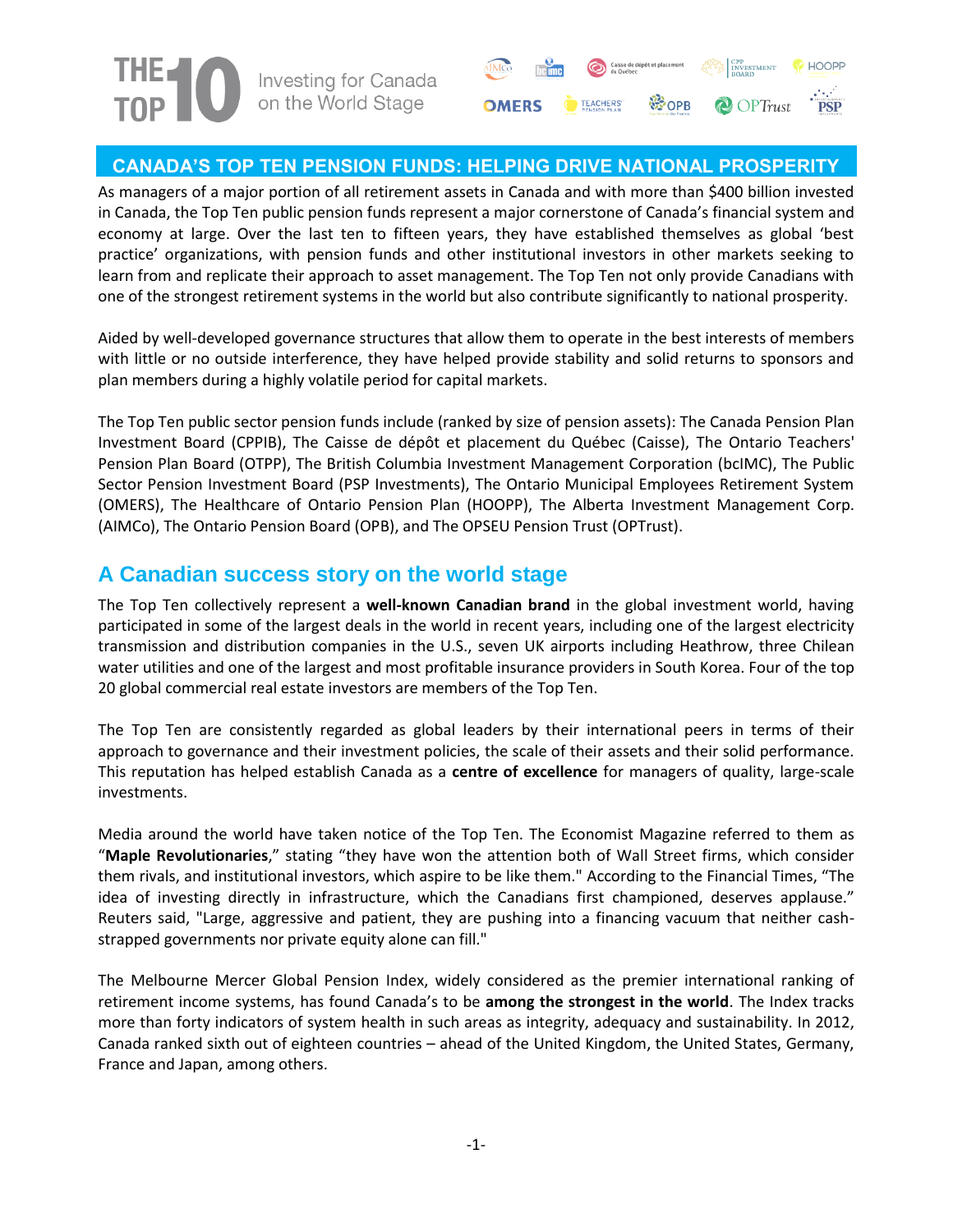# THE TOP 10 — Investing for Canada on the World Stage

## CANADA'S TOP TEN PENSION FUNDS: HELPING DRIVE NATIONAL PROSPERITY

As managers of a major portion of all retirement assets in Canada and with more than $400 billion invested in Canada, the Top Ten public pension funds represent a major cornerstone of Canada's financial system and economy at large. Over the last ten to fifteen years, they have established themselves as global 'best practice' organizations, with pension funds and other institutional investors in other markets seeking to learn from and replicate their approach to asset management. The Top Ten not only provide Canadians with one of the strongest retirement systems in the world but also contribute significantly to national prosperity.

Aided by well-developed governance structures that allow them to operate in the best interests of members with little or no outside interference, they have helped provide stability and solid returns to sponsors and plan members during a highly volatile period for capital markets.

The Top Ten public sector pension funds include (ranked by size of pension assets): The Canada Pension Plan Investment Board (CPPIB), The Caisse de dépôt et placement du Québec (Caisse), The Ontario Teachers' Pension Plan Board (OTPP), The British Columbia Investment Management Corporation (bcIMC), The Public Sector Pension Investment Board (PSP Investments), The Ontario Municipal Employees Retirement System (OMERS), The Healthcare of Ontario Pension Plan (HOOPP), The Alberta Investment Management Corp. (AIMCo), The Ontario Pension Board (OPB), and The OPSEU Pension Trust (OPTrust).

## A Canadian success story on the world stage

The Top Ten collectively represent a **well-known Canadian brand** in the global investment world, having participated in some of the largest deals in the world in recent years, including one of the largest electricity transmission and distribution companies in the U.S., seven UK airports including Heathrow, three Chilean water utilities and one of the largest and most profitable insurance providers in South Korea. Four of the top 20 global commercial real estate investors are members of the Top Ten.

The Top Ten are consistently regarded as global leaders by their international peers in terms of their approach to governance and their investment policies, the scale of their assets and their solid performance. This reputation has helped establish Canada as a **centre of excellence** for managers of quality, large-scale investments.

Media around the world have taken notice of the Top Ten. The Economist Magazine referred to them as "**Maple Revolutionaries**," stating "they have won the attention both of Wall Street firms, which consider them rivals, and institutional investors, which aspire to be like them." According to the Financial Times, "The idea of investing directly in infrastructure, which the Canadians first championed, deserves applause." Reuters said, "Large, aggressive and patient, they are pushing into a financing vacuum that neither cash-strapped governments nor private equity alone can fill."

The Melbourne Mercer Global Pension Index, widely considered as the premier international ranking of retirement income systems, has found Canada's to be **among the strongest in the world**. The Index tracks more than forty indicators of system health in such areas as integrity, adequacy and sustainability. In 2012, Canada ranked sixth out of eighteen countries – ahead of the United Kingdom, the United States, Germany, France and Japan, among others.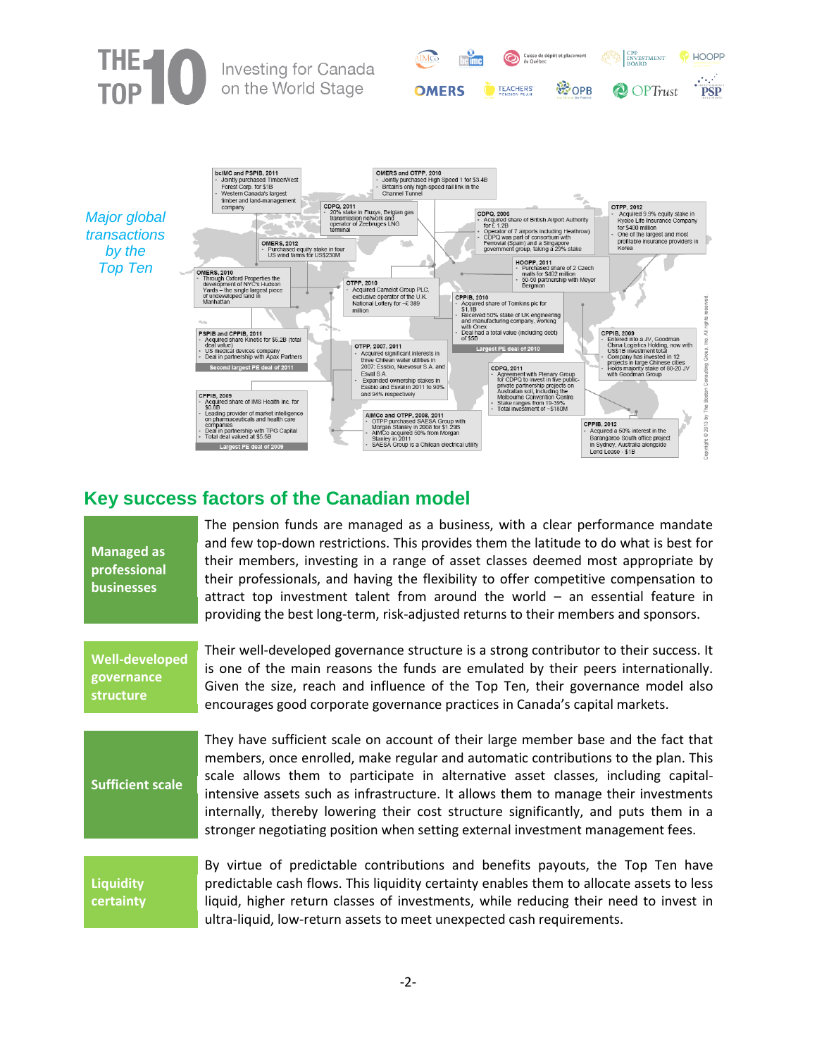*Major global transactions by the Top Ten*

**bcIMC and PSPIB, 2011**
- Jointly purchased TimberWest Forest Corp. for $1B
- Western Canada's largest timber and land-management company

**OMERS and OTPP, 2010**
- Jointly purchased High Speed 1 for $3.4B
- Britain's only high-speed rail link in the Channel Tunnel

**CDPQ, 2011**
- 20% stake in Fluxys, Belgian gas transmission network and operator of Zeebruges LNG terminal

**CDPQ, 2006**
- Acquired share of British Airport Authority for £1.2B
- Operator of 7 airports including Heathrow
- CDPQ was part of consortium with Ferrovial (Spain) and a Singapore government group, taking a 29% stake

**OTPP, 2012**
- Acquired 9.9% equity stake in Kyobo Life Insurance Company for $400 million
- One of the largest and most profitable insurance providers in Korea

**OMERS, 2012**
- Purchased equity stake in four US wind farms for US$230M

**HOOPP, 2011**
- Purchased share of 2 Czech malls for $402 million
- 50-50 partnership with Meyer Bergman

**OMERS, 2010**
- Through Oxford Properties the development of NYC's Hudson Yards – the single largest piece of undeveloped land in Manhattan

**OTPP, 2010**
- Acquired Camelot Group PLC, exclusive operator of the U.K. National Lottery for ~£389 million

**CPPIB, 2010**
- Acquired share of Tomkins plc for $1.1B
- Received 50% stake of UK engineering and manufacturing company, working with Onex
- Deal had a total value (including debt) of $5B

Largest PE deal of 2010

**PSPIB and CPPIB, 2011**
- Acquired share Kinetic for $6.2B (total deal value)
- US medical devices company
- Deal in partnership with Apax Partners

Second largest PE deal of 2011

**OTPP, 2007, 2011**
- Acquired significant interests in three Chilean water utilities in 2007: Essbio, Nuevosur S.A. and Esval S.A.
- Expanded ownership stakes in Essbio and Esval in 2011 to 90% and 94% respectively

**CPPIB, 2009**
- Entered into a JV, Goodman China Logistics Holding, now with US$1B investment total
- Company has invested in 12 projects in large Chinese cities
- Holds majority stake of 80-20 JV with Goodman Group

**CDPQ, 2011**
- Agreement with Plenary Group for CDPQ to invest in five public-private partnership projects on Australian soil, including the Melbourne Convention Centre
- Stake ranges from 19-39%
- Total investment of ~$180M

**CPPIB, 2009**
- Acquired share of IMS Health Inc. for $0.8B
- Leading provider of market intelligence on pharmaceuticals and health care companies
- Deal in partnership with TPG Capital
- Total deal valued at $5.5B

Largest PE deal of 2009

**AIMCo and OTPP, 2008, 2011**
- OTPP purchased SAESA Group with Morgan Stanley in 2008 for $1.29B
- AIMCo acquired 50% from Morgan Stanley in 2011
- SAESA Group is a Chilean electrical utility

**CPPIB, 2012**
- Acquired a 50% interest in the Barangaroo South office project in Sydney, Australia alongside Lend Lease - $1B

Copyright © 2013 by The Boston Consulting Group, Inc. All rights reserved.

## Key success factors of the Canadian model

**Managed as professional businesses**

The pension funds are managed as a business, with a clear performance mandate and few top-down restrictions. This provides them the latitude to do what is best for their members, investing in a range of asset classes deemed most appropriate by their professionals, and having the flexibility to offer competitive compensation to attract top investment talent from around the world – an essential feature in providing the best long-term, risk-adjusted returns to their members and sponsors.

**Well-developed governance structure**

Their well-developed governance structure is a strong contributor to their success. It is one of the main reasons the funds are emulated by their peers internationally. Given the size, reach and influence of the Top Ten, their governance model also encourages good corporate governance practices in Canada's capital markets.

**Sufficient scale**

They have sufficient scale on account of their large member base and the fact that members, once enrolled, make regular and automatic contributions to the plan. This scale allows them to participate in alternative asset classes, including capital-intensive assets such as infrastructure. It allows them to manage their investments internally, thereby lowering their cost structure significantly, and puts them in a stronger negotiating position when setting external investment management fees.

**Liquidity certainty**

By virtue of predictable contributions and benefits payouts, the Top Ten have predictable cash flows. This liquidity certainty enables them to allocate assets to less liquid, higher return classes of investments, while reducing their need to invest in ultra-liquid, low-return assets to meet unexpected cash requirements.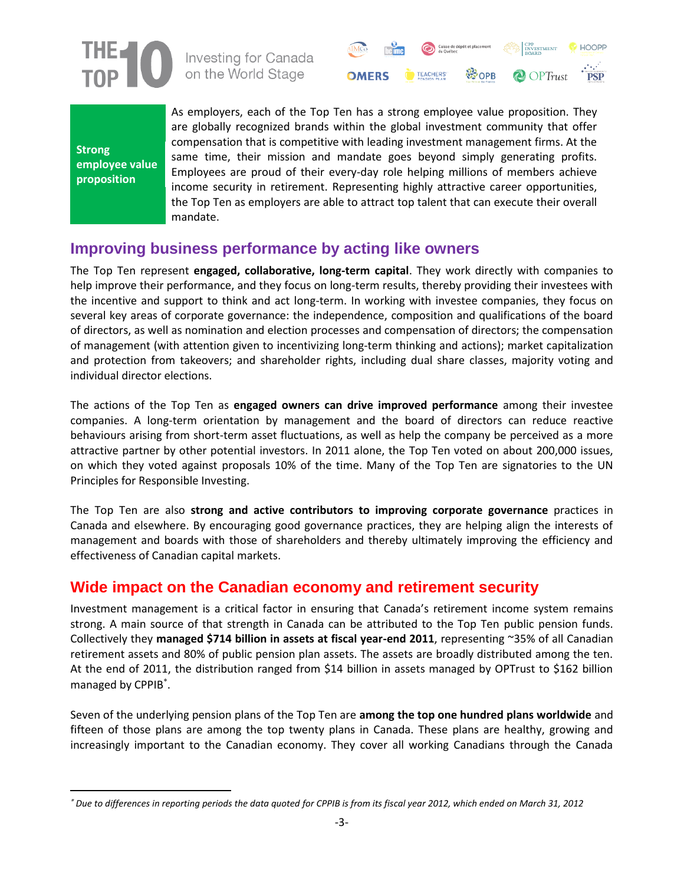**Strong employee value proposition**

As employers, each of the Top Ten has a strong employee value proposition. They are globally recognized brands within the global investment community that offer compensation that is competitive with leading investment management firms. At the same time, their mission and mandate goes beyond simply generating profits. Employees are proud of their every-day role helping millions of members achieve income security in retirement. Representing highly attractive career opportunities, the Top Ten as employers are able to attract top talent that can execute their overall mandate.

## Improving business performance by acting like owners

The Top Ten represent **engaged, collaborative, long-term capital**. They work directly with companies to help improve their performance, and they focus on long-term results, thereby providing their investees with the incentive and support to think and act long-term. In working with investee companies, they focus on several key areas of corporate governance: the independence, composition and qualifications of the board of directors, as well as nomination and election processes and compensation of directors; the compensation of management (with attention given to incentivizing long-term thinking and actions); market capitalization and protection from takeovers; and shareholder rights, including dual share classes, majority voting and individual director elections.

The actions of the Top Ten as **engaged owners can drive improved performance** among their investee companies. A long-term orientation by management and the board of directors can reduce reactive behaviours arising from short-term asset fluctuations, as well as help the company be perceived as a more attractive partner by other potential investors. In 2011 alone, the Top Ten voted on about 200,000 issues, on which they voted against proposals 10% of the time. Many of the Top Ten are signatories to the UN Principles for Responsible Investing.

The Top Ten are also **strong and active contributors to improving corporate governance** practices in Canada and elsewhere. By encouraging good governance practices, they are helping align the interests of management and boards with those of shareholders and thereby ultimately improving the efficiency and effectiveness of Canadian capital markets.

## Wide impact on the Canadian economy and retirement security

Investment management is a critical factor in ensuring that Canada's retirement income system remains strong. A main source of that strength in Canada can be attributed to the Top Ten public pension funds. Collectively they **managed $714 billion in assets at fiscal year-end 2011**, representing ~35% of all Canadian retirement assets and 80% of public pension plan assets. The assets are broadly distributed among the ten. At the end of 2011, the distribution ranged from $14 billion in assets managed by OPTrust to $162 billion managed by CPPIB*.

Seven of the underlying pension plans of the Top Ten are **among the top one hundred plans worldwide** and fifteen of those plans are among the top twenty plans in Canada. These plans are healthy, growing and increasingly important to the Canadian economy. They cover all working Canadians through the Canada

---

*\* Due to differences in reporting periods the data quoted for CPPIB is from its fiscal year 2012, which ended on March 31, 2012*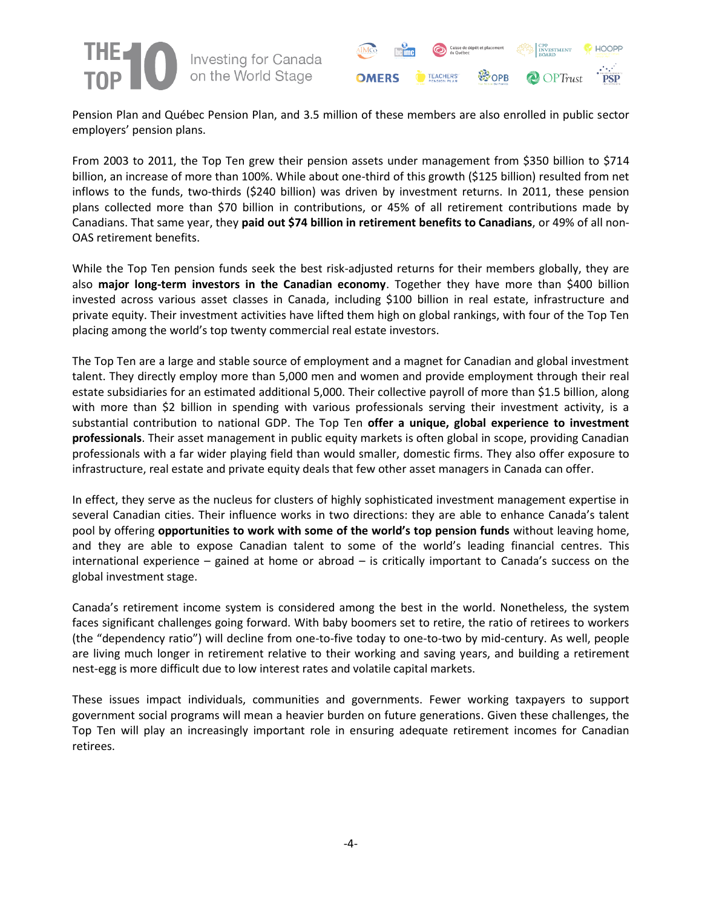Pension Plan and Québec Pension Plan, and 3.5 million of these members are also enrolled in public sector employers' pension plans.

From 2003 to 2011, the Top Ten grew their pension assets under management from $350 billion to $714 billion, an increase of more than 100%. While about one-third of this growth ($125 billion) resulted from net inflows to the funds, two-thirds ($240 billion) was driven by investment returns. In 2011, these pension plans collected more than $70 billion in contributions, or 45% of all retirement contributions made by Canadians. That same year, they **paid out $74 billion in retirement benefits to Canadians**, or 49% of all non-OAS retirement benefits.

While the Top Ten pension funds seek the best risk-adjusted returns for their members globally, they are also **major long-term investors in the Canadian economy**. Together they have more than $400 billion invested across various asset classes in Canada, including $100 billion in real estate, infrastructure and private equity. Their investment activities have lifted them high on global rankings, with four of the Top Ten placing among the world's top twenty commercial real estate investors.

The Top Ten are a large and stable source of employment and a magnet for Canadian and global investment talent. They directly employ more than 5,000 men and women and provide employment through their real estate subsidiaries for an estimated additional 5,000. Their collective payroll of more than $1.5 billion, along with more than $2 billion in spending with various professionals serving their investment activity, is a substantial contribution to national GDP. The Top Ten **offer a unique, global experience to investment professionals**. Their asset management in public equity markets is often global in scope, providing Canadian professionals with a far wider playing field than would smaller, domestic firms. They also offer exposure to infrastructure, real estate and private equity deals that few other asset managers in Canada can offer.

In effect, they serve as the nucleus for clusters of highly sophisticated investment management expertise in several Canadian cities. Their influence works in two directions: they are able to enhance Canada's talent pool by offering **opportunities to work with some of the world's top pension funds** without leaving home, and they are able to expose Canadian talent to some of the world's leading financial centres. This international experience – gained at home or abroad – is critically important to Canada's success on the global investment stage.

Canada's retirement income system is considered among the best in the world. Nonetheless, the system faces significant challenges going forward. With baby boomers set to retire, the ratio of retirees to workers (the "dependency ratio") will decline from one-to-five today to one-to-two by mid-century. As well, people are living much longer in retirement relative to their working and saving years, and building a retirement nest-egg is more difficult due to low interest rates and volatile capital markets.

These issues impact individuals, communities and governments. Fewer working taxpayers to support government social programs will mean a heavier burden on future generations. Given these challenges, the Top Ten will play an increasingly important role in ensuring adequate retirement incomes for Canadian retirees.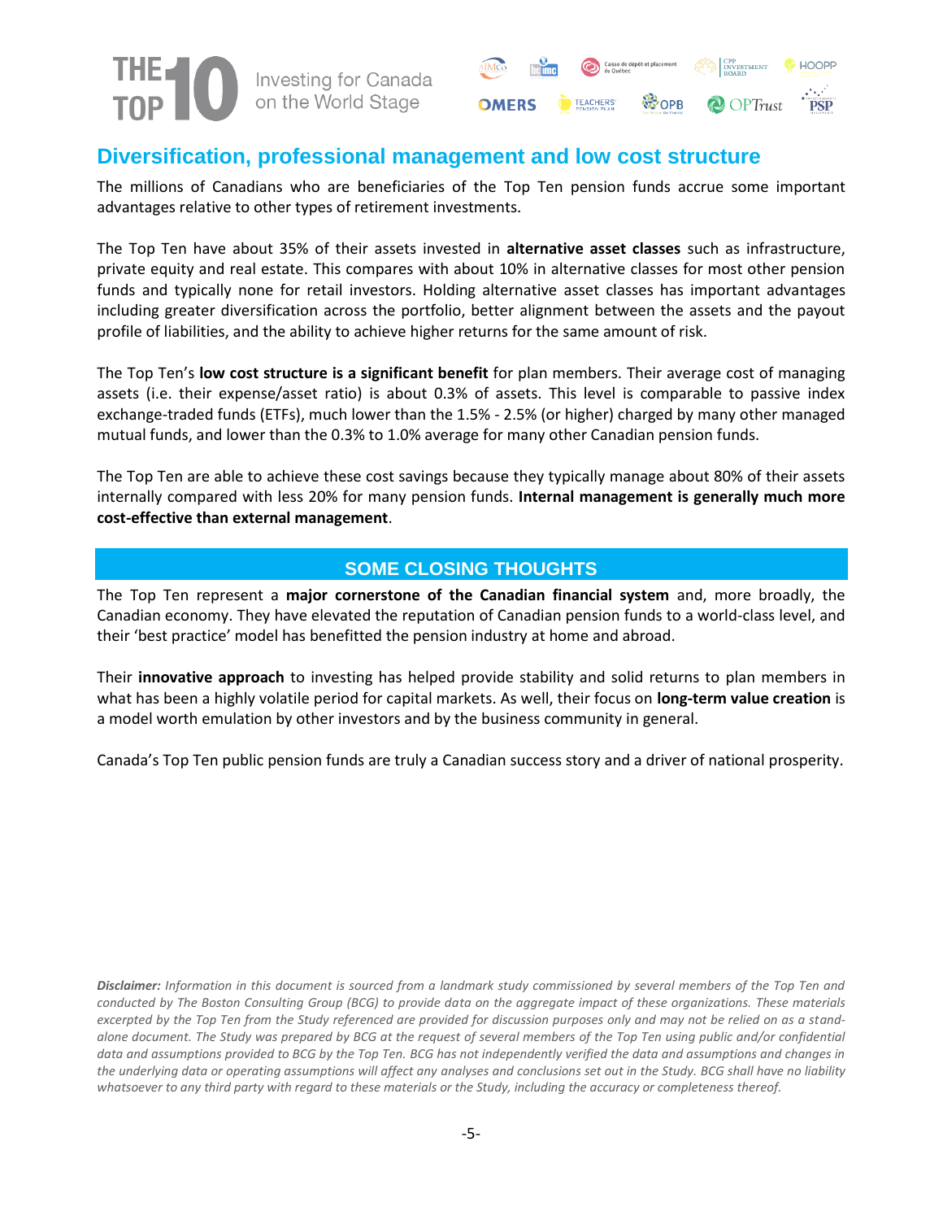## Diversification, professional management and low cost structure

The millions of Canadians who are beneficiaries of the Top Ten pension funds accrue some important advantages relative to other types of retirement investments.

The Top Ten have about 35% of their assets invested in **alternative asset classes** such as infrastructure, private equity and real estate. This compares with about 10% in alternative classes for most other pension funds and typically none for retail investors. Holding alternative asset classes has important advantages including greater diversification across the portfolio, better alignment between the assets and the payout profile of liabilities, and the ability to achieve higher returns for the same amount of risk.

The Top Ten's **low cost structure is a significant benefit** for plan members. Their average cost of managing assets (i.e. their expense/asset ratio) is about 0.3% of assets. This level is comparable to passive index exchange-traded funds (ETFs), much lower than the 1.5% - 2.5% (or higher) charged by many other managed mutual funds, and lower than the 0.3% to 1.0% average for many other Canadian pension funds.

The Top Ten are able to achieve these cost savings because they typically manage about 80% of their assets internally compared with less 20% for many pension funds. **Internal management is generally much more cost-effective than external management**.

## SOME CLOSING THOUGHTS

The Top Ten represent a **major cornerstone of the Canadian financial system** and, more broadly, the Canadian economy. They have elevated the reputation of Canadian pension funds to a world-class level, and their 'best practice' model has benefitted the pension industry at home and abroad.

Their **innovative approach** to investing has helped provide stability and solid returns to plan members in what has been a highly volatile period for capital markets. As well, their focus on **long-term value creation** is a model worth emulation by other investors and by the business community in general.

Canada's Top Ten public pension funds are truly a Canadian success story and a driver of national prosperity.

***Disclaimer:*** *Information in this document is sourced from a landmark study commissioned by several members of the Top Ten and conducted by The Boston Consulting Group (BCG) to provide data on the aggregate impact of these organizations. These materials excerpted by the Top Ten from the Study referenced are provided for discussion purposes only and may not be relied on as a stand-alone document. The Study was prepared by BCG at the request of several members of the Top Ten using public and/or confidential data and assumptions provided to BCG by the Top Ten. BCG has not independently verified the data and assumptions and changes in the underlying data or operating assumptions will affect any analyses and conclusions set out in the Study. BCG shall have no liability whatsoever to any third party with regard to these materials or the Study, including the accuracy or completeness thereof.*